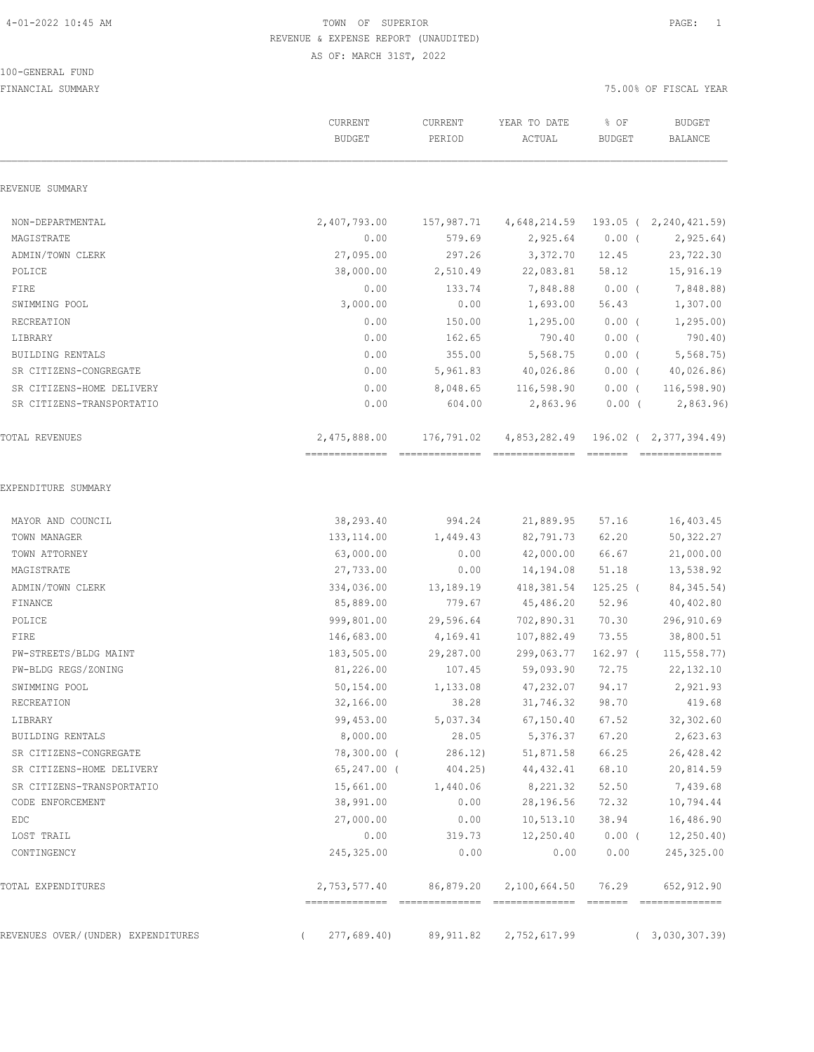TOWN OF SUPERIOR

REVENUE & EXPENSE REPORT (UNAUDITED)

AS OF: MARCH 31ST, 2022

100-GENERAL FUND

FINANCIAL SUMMARY

75.00% OF FISCAL YEAR

| | CURRENT BUDGET | CURRENT PERIOD | YEAR TO DATE ACTUAL | % OF BUDGET | BUDGET BALANCE |
|---|---|---|---|---|---|
| **REVENUE SUMMARY** | | | | | |
| NON-DEPARTMENTAL | 2,407,793.00 | 157,987.71 | 4,648,214.59 | 193.05 | ( 2,240,421.59) |
| MAGISTRATE | 0.00 | 579.69 | 2,925.64 | 0.00 | ( 2,925.64) |
| ADMIN/TOWN CLERK | 27,095.00 | 297.26 | 3,372.70 | 12.45 | 23,722.30 |
| POLICE | 38,000.00 | 2,510.49 | 22,083.81 | 58.12 | 15,916.19 |
| FIRE | 0.00 | 133.74 | 7,848.88 | 0.00 | ( 7,848.88) |
| SWIMMING POOL | 3,000.00 | 0.00 | 1,693.00 | 56.43 | 1,307.00 |
| RECREATION | 0.00 | 150.00 | 1,295.00 | 0.00 | ( 1,295.00) |
| LIBRARY | 0.00 | 162.65 | 790.40 | 0.00 | ( 790.40) |
| BUILDING RENTALS | 0.00 | 355.00 | 5,568.75 | 0.00 | ( 5,568.75) |
| SR CITIZENS-CONGREGATE | 0.00 | 5,961.83 | 40,026.86 | 0.00 | ( 40,026.86) |
| SR CITIZENS-HOME DELIVERY | 0.00 | 8,048.65 | 116,598.90 | 0.00 | ( 116,598.90) |
| SR CITIZENS-TRANSPORTATIO | 0.00 | 604.00 | 2,863.96 | 0.00 | ( 2,863.96) |
| TOTAL REVENUES | 2,475,888.00 | 176,791.02 | 4,853,282.49 | 196.02 | ( 2,377,394.49) |
| **EXPENDITURE SUMMARY** | | | | | |
| MAYOR AND COUNCIL | 38,293.40 | 994.24 | 21,889.95 | 57.16 | 16,403.45 |
| TOWN MANAGER | 133,114.00 | 1,449.43 | 82,791.73 | 62.20 | 50,322.27 |
| TOWN ATTORNEY | 63,000.00 | 0.00 | 42,000.00 | 66.67 | 21,000.00 |
| MAGISTRATE | 27,733.00 | 0.00 | 14,194.08 | 51.18 | 13,538.92 |
| ADMIN/TOWN CLERK | 334,036.00 | 13,189.19 | 418,381.54 | 125.25 | ( 84,345.54) |
| FINANCE | 85,889.00 | 779.67 | 45,486.20 | 52.96 | 40,402.80 |
| POLICE | 999,801.00 | 29,596.64 | 702,890.31 | 70.30 | 296,910.69 |
| FIRE | 146,683.00 | 4,169.41 | 107,882.49 | 73.55 | 38,800.51 |
| PW-STREETS/BLDG MAINT | 183,505.00 | 29,287.00 | 299,063.77 | 162.97 | ( 115,558.77) |
| PW-BLDG REGS/ZONING | 81,226.00 | 107.45 | 59,093.90 | 72.75 | 22,132.10 |
| SWIMMING POOL | 50,154.00 | 1,133.08 | 47,232.07 | 94.17 | 2,921.93 |
| RECREATION | 32,166.00 | 38.28 | 31,746.32 | 98.70 | 419.68 |
| LIBRARY | 99,453.00 | 5,037.34 | 67,150.40 | 67.52 | 32,302.60 |
| BUILDING RENTALS | 8,000.00 | 28.05 | 5,376.37 | 67.20 | 2,623.63 |
| SR CITIZENS-CONGREGATE | 78,300.00 | ( 286.12) | 51,871.58 | 66.25 | 26,428.42 |
| SR CITIZENS-HOME DELIVERY | 65,247.00 | ( 404.25) | 44,432.41 | 68.10 | 20,814.59 |
| SR CITIZENS-TRANSPORTATIO | 15,661.00 | 1,440.06 | 8,221.32 | 52.50 | 7,439.68 |
| CODE ENFORCEMENT | 38,991.00 | 0.00 | 28,196.56 | 72.32 | 10,794.44 |
| EDC | 27,000.00 | 0.00 | 10,513.10 | 38.94 | 16,486.90 |
| LOST TRAIL | 0.00 | 319.73 | 12,250.40 | 0.00 | ( 12,250.40) |
| CONTINGENCY | 245,325.00 | 0.00 | 0.00 | 0.00 | 245,325.00 |
| TOTAL EXPENDITURES | 2,753,577.40 | 86,879.20 | 2,100,664.50 | 76.29 | 652,912.90 |
| REVENUES OVER/(UNDER) EXPENDITURES | ( 277,689.40) | 89,911.82 | 2,752,617.99 | | ( 3,030,307.39) |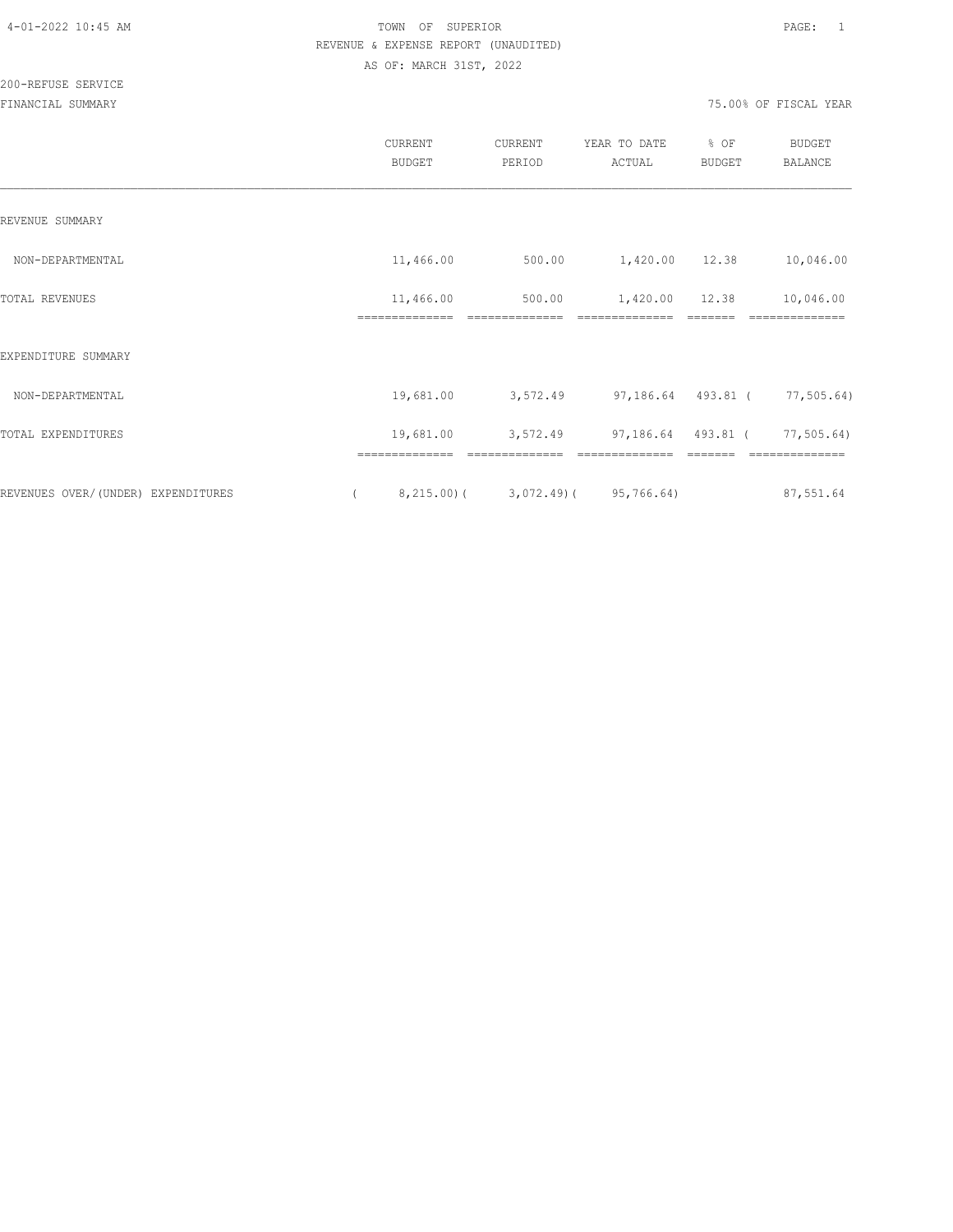TOWN OF SUPERIOR

REVENUE & EXPENSE REPORT (UNAUDITED)

AS OF: MARCH 31ST, 2022

200-REFUSE SERVICE

FINANCIAL SUMMARY

75.00% OF FISCAL YEAR

| | CURRENT BUDGET | CURRENT PERIOD | YEAR TO DATE ACTUAL | % OF BUDGET | BUDGET BALANCE |
|---|---|---|---|---|---|
| REVENUE SUMMARY | | | | | |
| NON-DEPARTMENTAL | 11,466.00 | 500.00 | 1,420.00 | 12.38 | 10,046.00 |
| TOTAL REVENUES | 11,466.00 | 500.00 | 1,420.00 | 12.38 | 10,046.00 |
| EXPENDITURE SUMMARY | | | | | |
| NON-DEPARTMENTAL | 19,681.00 | 3,572.49 | 97,186.64 | 493.81 | ( 77,505.64) |
| TOTAL EXPENDITURES | 19,681.00 | 3,572.49 | 97,186.64 | 493.81 | ( 77,505.64) |
| REVENUES OVER/(UNDER) EXPENDITURES | ( 8,215.00) | ( 3,072.49) | ( 95,766.64) | | 87,551.64 |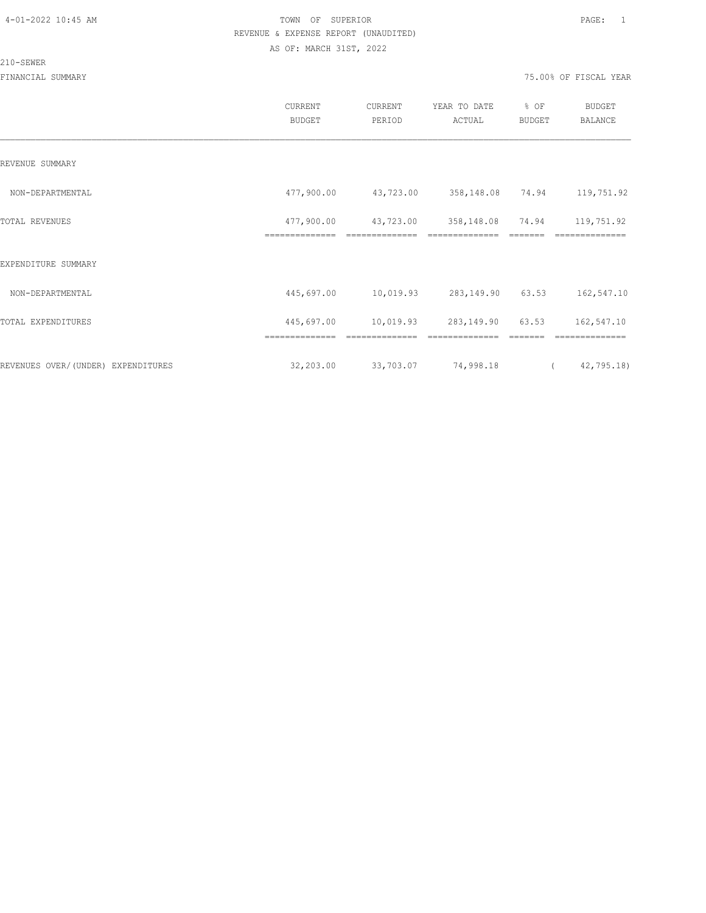TOWN OF SUPERIOR
REVENUE & EXPENSE REPORT (UNAUDITED)
AS OF: MARCH 31ST, 2022

4-01-2022 10:45 AM

210-SEWER

FINANCIAL SUMMARY

75.00% OF FISCAL YEAR

| | CURRENT BUDGET | CURRENT PERIOD | YEAR TO DATE ACTUAL | % OF BUDGET | BUDGET BALANCE |
|---|---|---|---|---|---|
| REVENUE SUMMARY | | | | | |
| NON-DEPARTMENTAL | 477,900.00 | 43,723.00 | 358,148.08 | 74.94 | 119,751.92 |
| TOTAL REVENUES | 477,900.00 | 43,723.00 | 358,148.08 | 74.94 | 119,751.92 |
| EXPENDITURE SUMMARY | | | | | |
| NON-DEPARTMENTAL | 445,697.00 | 10,019.93 | 283,149.90 | 63.53 | 162,547.10 |
| TOTAL EXPENDITURES | 445,697.00 | 10,019.93 | 283,149.90 | 63.53 | 162,547.10 |
| REVENUES OVER/(UNDER) EXPENDITURES | 32,203.00 | 33,703.07 | 74,998.18 | | ( 42,795.18) |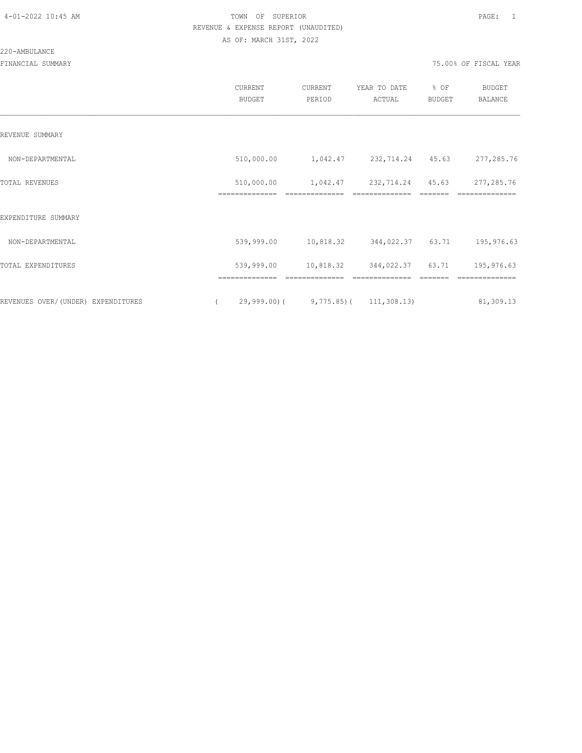TOWN OF SUPERIOR
REVENUE & EXPENSE REPORT (UNAUDITED)
AS OF: MARCH 31ST, 2022

220-AMBULANCE

FINANCIAL SUMMARY — 75.00% OF FISCAL YEAR

| | CURRENT BUDGET | CURRENT PERIOD | YEAR TO DATE ACTUAL | % OF BUDGET | BUDGET BALANCE |
|---|---|---|---|---|---|
| REVENUE SUMMARY | | | | | |
| NON-DEPARTMENTAL | 510,000.00 | 1,042.47 | 232,714.24 | 45.63 | 277,285.76 |
| TOTAL REVENUES | 510,000.00 | 1,042.47 | 232,714.24 | 45.63 | 277,285.76 |
| EXPENDITURE SUMMARY | | | | | |
| NON-DEPARTMENTAL | 539,999.00 | 10,818.32 | 344,022.37 | 63.71 | 195,976.63 |
| TOTAL EXPENDITURES | 539,999.00 | 10,818.32 | 344,022.37 | 63.71 | 195,976.63 |
| REVENUES OVER/(UNDER) EXPENDITURES | ( 29,999.00) | ( 9,775.85) | ( 111,308.13) | | 81,309.13 |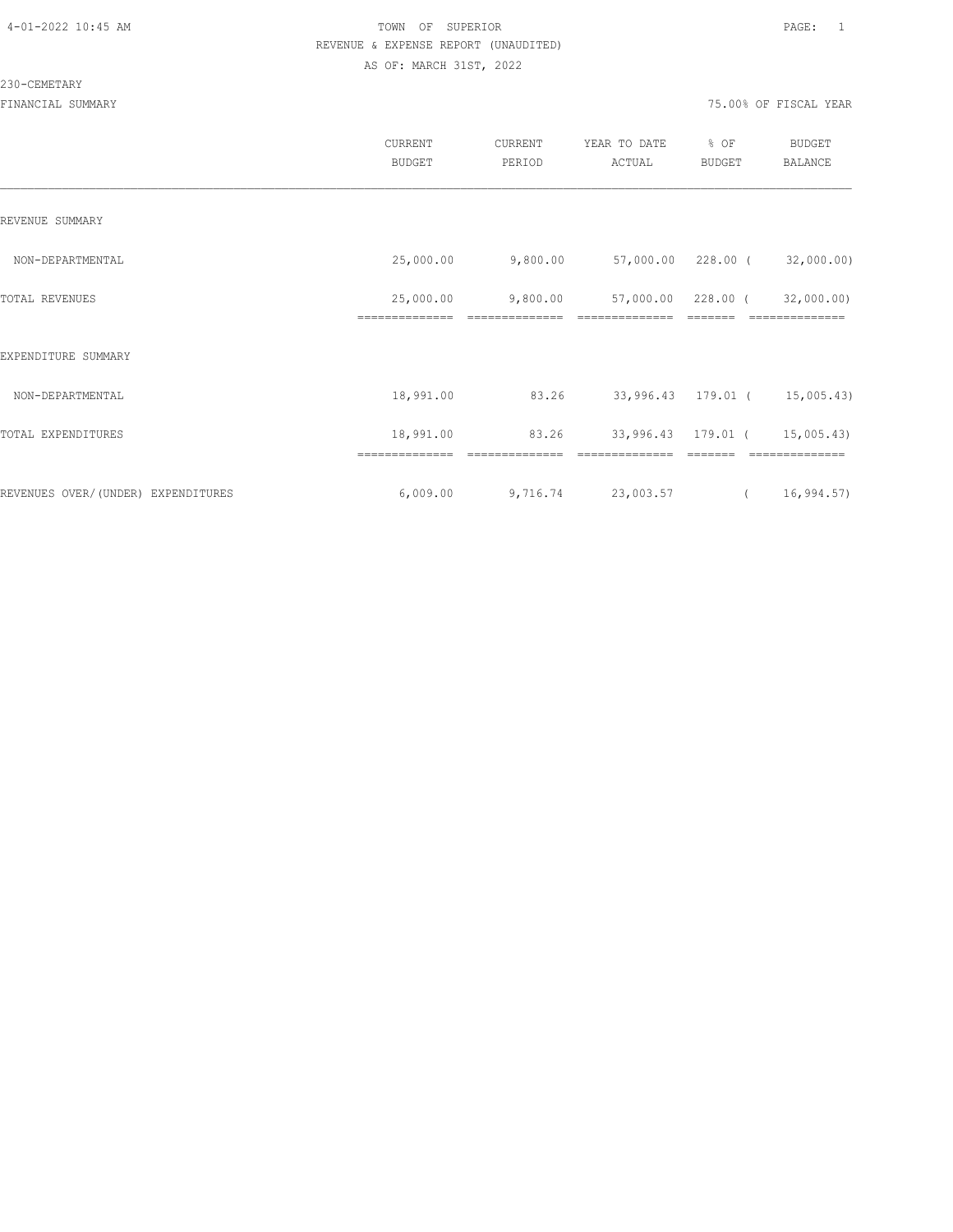TOWN OF SUPERIOR

REVENUE & EXPENSE REPORT (UNAUDITED)

AS OF: MARCH 31ST, 2022

230-CEMETARY

FINANCIAL SUMMARY

75.00% OF FISCAL YEAR

| | CURRENT BUDGET | CURRENT PERIOD | YEAR TO DATE ACTUAL | % OF BUDGET | BUDGET BALANCE |
|---|---|---|---|---|---|
| REVENUE SUMMARY | | | | | |
| NON-DEPARTMENTAL | 25,000.00 | 9,800.00 | 57,000.00 | 228.00 | ( 32,000.00) |
| TOTAL REVENUES | 25,000.00 | 9,800.00 | 57,000.00 | 228.00 | ( 32,000.00) |
| EXPENDITURE SUMMARY | | | | | |
| NON-DEPARTMENTAL | 18,991.00 | 83.26 | 33,996.43 | 179.01 | ( 15,005.43) |
| TOTAL EXPENDITURES | 18,991.00 | 83.26 | 33,996.43 | 179.01 | ( 15,005.43) |
| REVENUES OVER/(UNDER) EXPENDITURES | 6,009.00 | 9,716.74 | 23,003.57 | | ( 16,994.57) |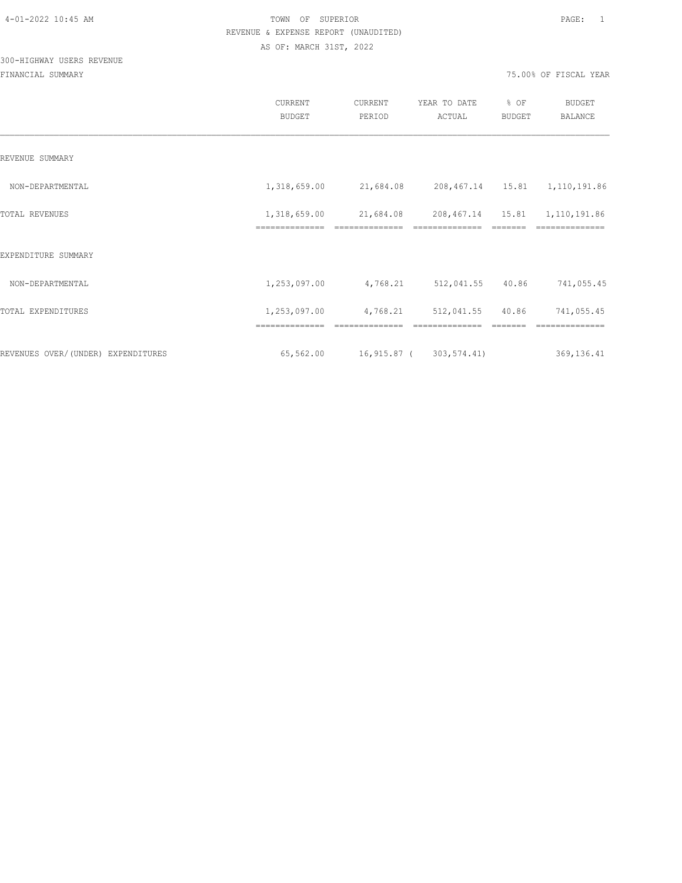TOWN OF SUPERIOR

REVENUE & EXPENSE REPORT (UNAUDITED)

AS OF: MARCH 31ST, 2022

300-HIGHWAY USERS REVENUE

FINANCIAL SUMMARY

75.00% OF FISCAL YEAR

| | CURRENT BUDGET | CURRENT PERIOD | YEAR TO DATE ACTUAL | % OF BUDGET | BUDGET BALANCE |
|---|---|---|---|---|---|
| REVENUE SUMMARY | | | | | |
| NON-DEPARTMENTAL | 1,318,659.00 | 21,684.08 | 208,467.14 | 15.81 | 1,110,191.86 |
| TOTAL REVENUES | 1,318,659.00 | 21,684.08 | 208,467.14 | 15.81 | 1,110,191.86 |
| EXPENDITURE SUMMARY | | | | | |
| NON-DEPARTMENTAL | 1,253,097.00 | 4,768.21 | 512,041.55 | 40.86 | 741,055.45 |
| TOTAL EXPENDITURES | 1,253,097.00 | 4,768.21 | 512,041.55 | 40.86 | 741,055.45 |
| REVENUES OVER/(UNDER) EXPENDITURES | 65,562.00 | 16,915.87 | ( 303,574.41) | | 369,136.41 |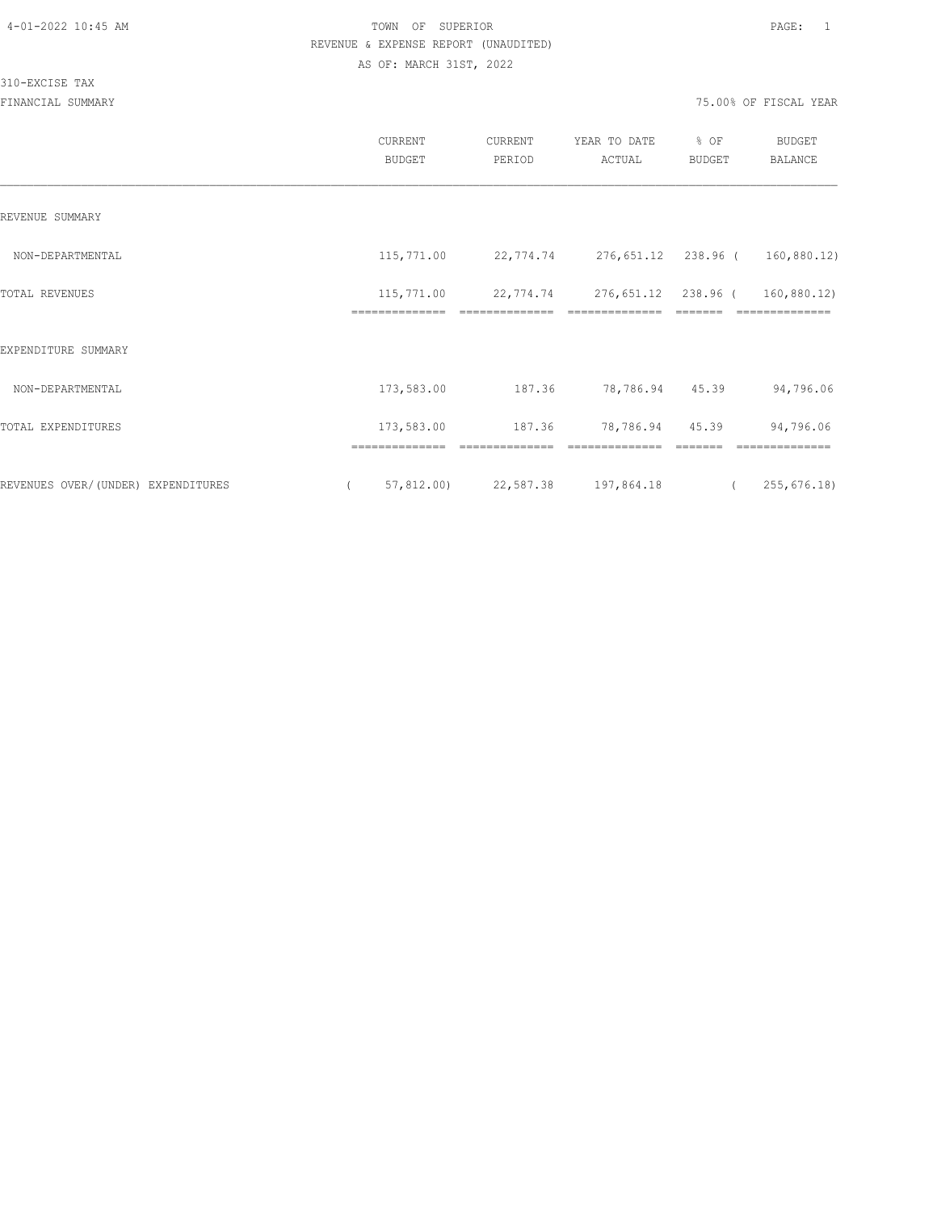# TOWN OF SUPERIOR

REVENUE & EXPENSE REPORT (UNAUDITED)

AS OF: MARCH 31ST, 2022

310-EXCISE TAX

FINANCIAL SUMMARY

75.00% OF FISCAL YEAR

| | CURRENT BUDGET | CURRENT PERIOD | YEAR TO DATE ACTUAL | % OF BUDGET | BUDGET BALANCE |
|---|---|---|---|---|---|
| REVENUE SUMMARY | | | | | |
| NON-DEPARTMENTAL | 115,771.00 | 22,774.74 | 276,651.12 | 238.96 | ( 160,880.12) |
| TOTAL REVENUES | 115,771.00 | 22,774.74 | 276,651.12 | 238.96 | ( 160,880.12) |
| EXPENDITURE SUMMARY | | | | | |
| NON-DEPARTMENTAL | 173,583.00 | 187.36 | 78,786.94 | 45.39 | 94,796.06 |
| TOTAL EXPENDITURES | 173,583.00 | 187.36 | 78,786.94 | 45.39 | 94,796.06 |
| REVENUES OVER/(UNDER) EXPENDITURES | ( 57,812.00) | 22,587.38 | 197,864.18 | | ( 255,676.18) |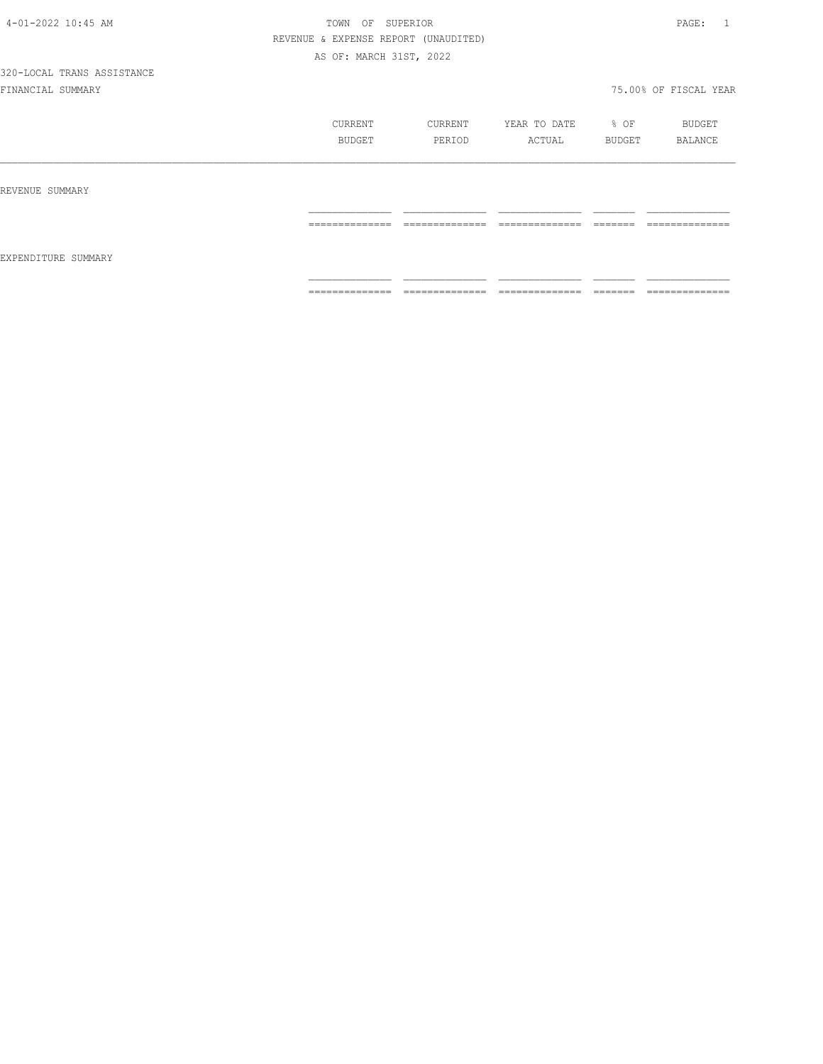TOWN OF SUPERIOR

REVENUE & EXPENSE REPORT (UNAUDITED)

AS OF: MARCH 31ST, 2022

320-LOCAL TRANS ASSISTANCE

FINANCIAL SUMMARY

75.00% OF FISCAL YEAR

| | CURRENT BUDGET | CURRENT PERIOD | YEAR TO DATE ACTUAL | % OF BUDGET | BUDGET BALANCE |
|---|---|---|---|---|---|
| REVENUE SUMMARY | | | | | |
| EXPENDITURE SUMMARY | | | | | |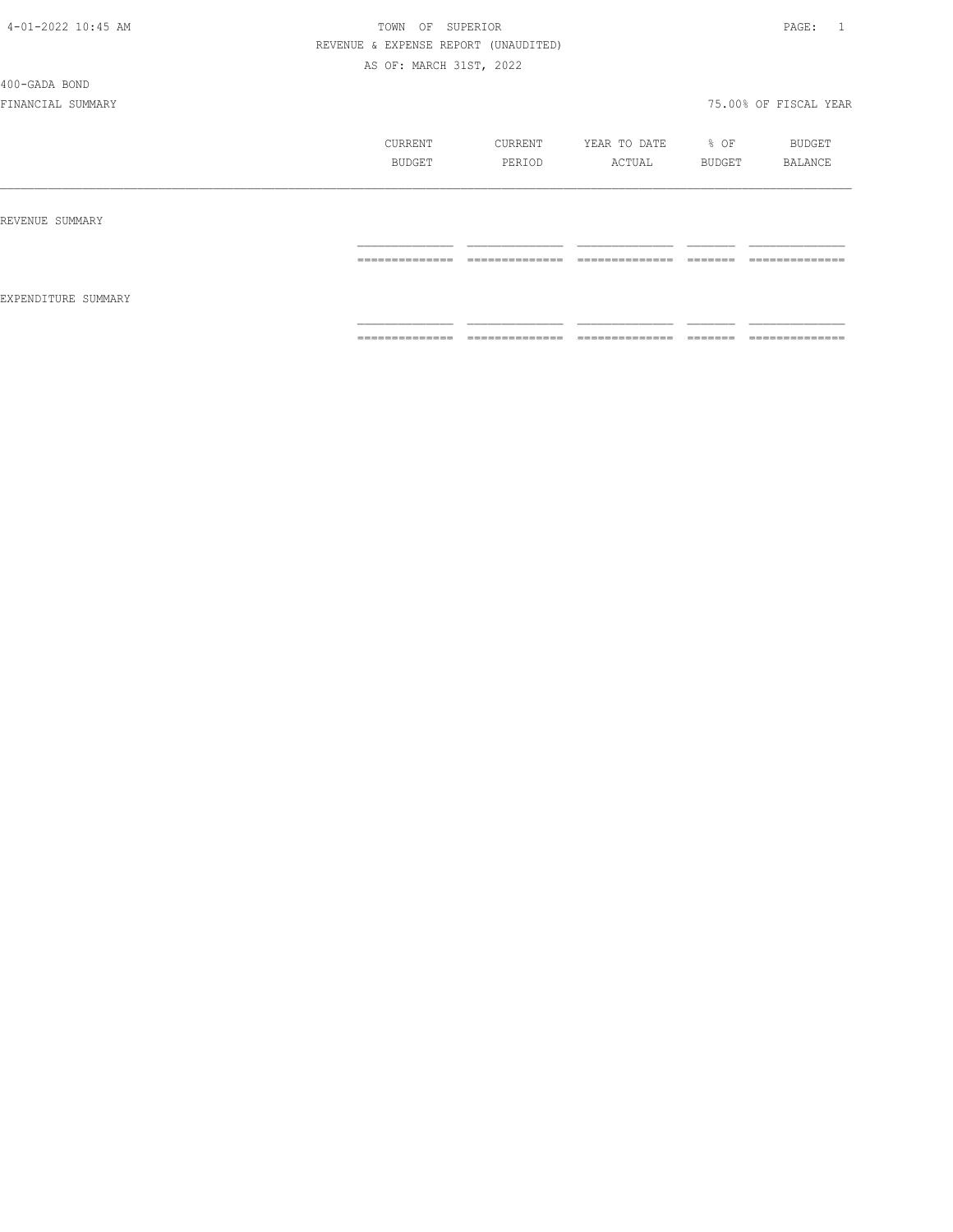4-01-2022 10:45 AM TOWN OF SUPERIOR

REVENUE & EXPENSE REPORT (UNAUDITED)

AS OF: MARCH 31ST, 2022

400-GADA BOND

FINANCIAL SUMMARY 75.00% OF FISCAL YEAR

| | CURRENT BUDGET | CURRENT PERIOD | YEAR TO DATE ACTUAL | % OF BUDGET | BUDGET BALANCE |
|---|---|---|---|---|---|
| REVENUE SUMMARY | | | | | |
| | | | | | |
| EXPENDITURE SUMMARY | | | | | |
| | | | | | |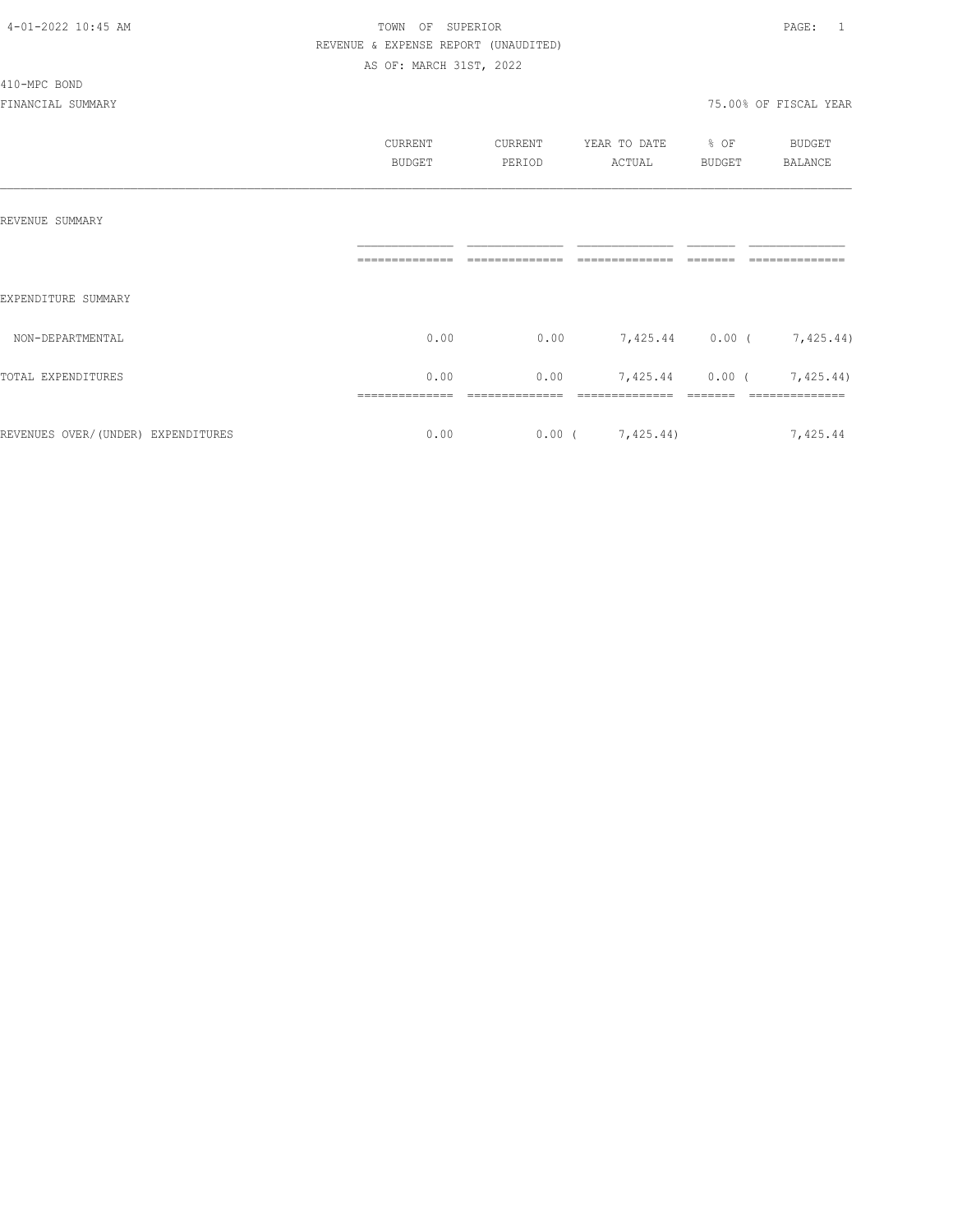TOWN OF SUPERIOR

REVENUE & EXPENSE REPORT (UNAUDITED)

AS OF: MARCH 31ST, 2022

410-MPC BOND

FINANCIAL SUMMARY

75.00% OF FISCAL YEAR

| | CURRENT BUDGET | CURRENT PERIOD | YEAR TO DATE ACTUAL | % OF BUDGET | BUDGET BALANCE |
|---|---|---|---|---|---|
| REVENUE SUMMARY | | | | | |
| EXPENDITURE SUMMARY | | | | | |
| NON-DEPARTMENTAL | 0.00 | 0.00 | 7,425.44 | 0.00 | ( 7,425.44) |
| TOTAL EXPENDITURES | 0.00 | 0.00 | 7,425.44 | 0.00 | ( 7,425.44) |
| REVENUES OVER/(UNDER) EXPENDITURES | 0.00 | 0.00 | ( 7,425.44) | | 7,425.44 |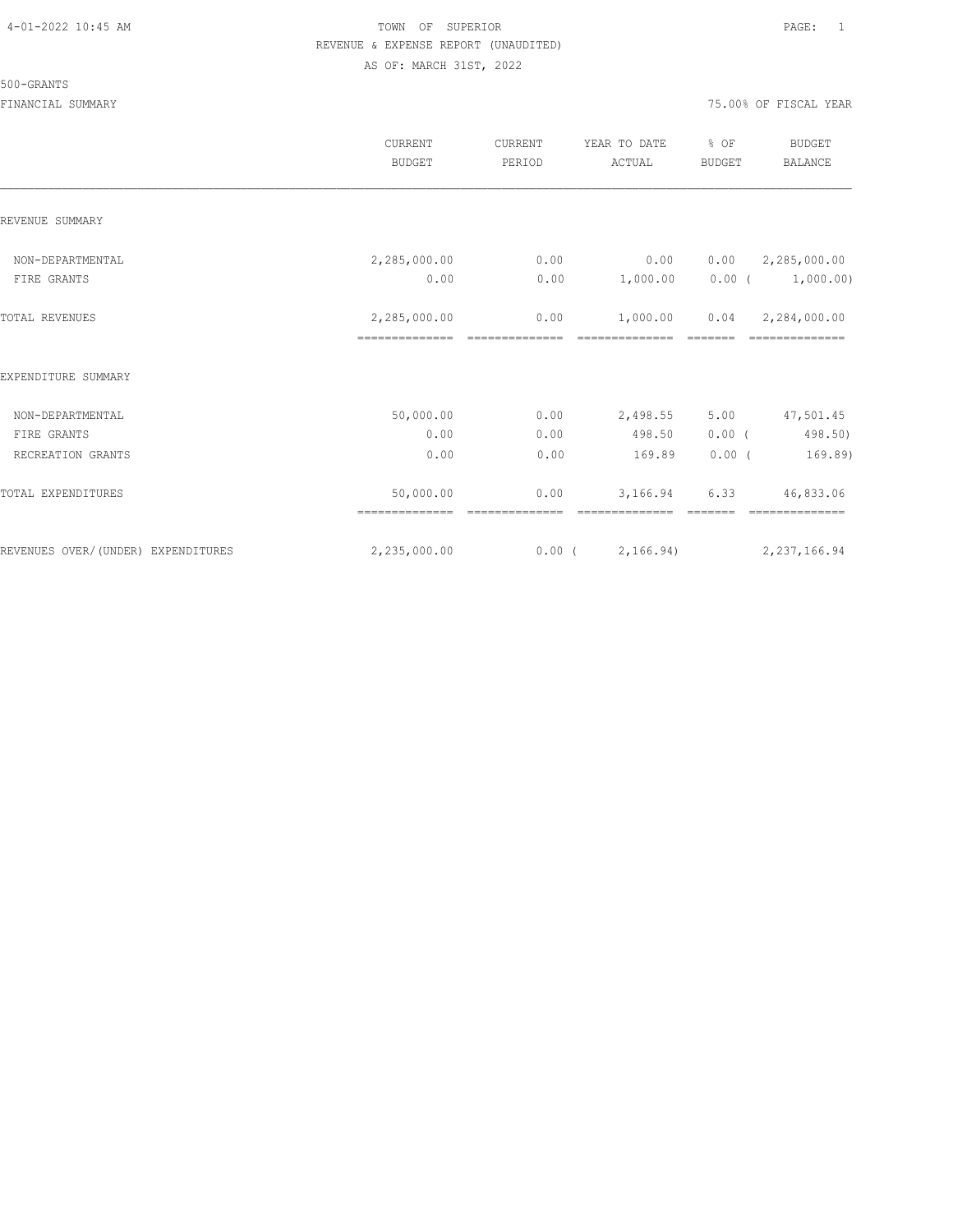TOWN OF SUPERIOR
REVENUE & EXPENSE REPORT (UNAUDITED)
AS OF: MARCH 31ST, 2022

500-GRANTS

FINANCIAL SUMMARY — 75.00% OF FISCAL YEAR

| | CURRENT BUDGET | CURRENT PERIOD | YEAR TO DATE ACTUAL | % OF BUDGET | BUDGET BALANCE |
|---|---|---|---|---|---|
| **REVENUE SUMMARY** | | | | | |
| NON-DEPARTMENTAL | 2,285,000.00 | 0.00 | 0.00 | 0.00 | 2,285,000.00 |
| FIRE GRANTS | 0.00 | 0.00 | 1,000.00 | 0.00 | ( 1,000.00) |
| TOTAL REVENUES | 2,285,000.00 | 0.00 | 1,000.00 | 0.04 | 2,284,000.00 |
| **EXPENDITURE SUMMARY** | | | | | |
| NON-DEPARTMENTAL | 50,000.00 | 0.00 | 2,498.55 | 5.00 | 47,501.45 |
| FIRE GRANTS | 0.00 | 0.00 | 498.50 | 0.00 | ( 498.50) |
| RECREATION GRANTS | 0.00 | 0.00 | 169.89 | 0.00 | ( 169.89) |
| TOTAL EXPENDITURES | 50,000.00 | 0.00 | 3,166.94 | 6.33 | 46,833.06 |
| REVENUES OVER/(UNDER) EXPENDITURES | 2,235,000.00 | 0.00 | ( 2,166.94) | | 2,237,166.94 |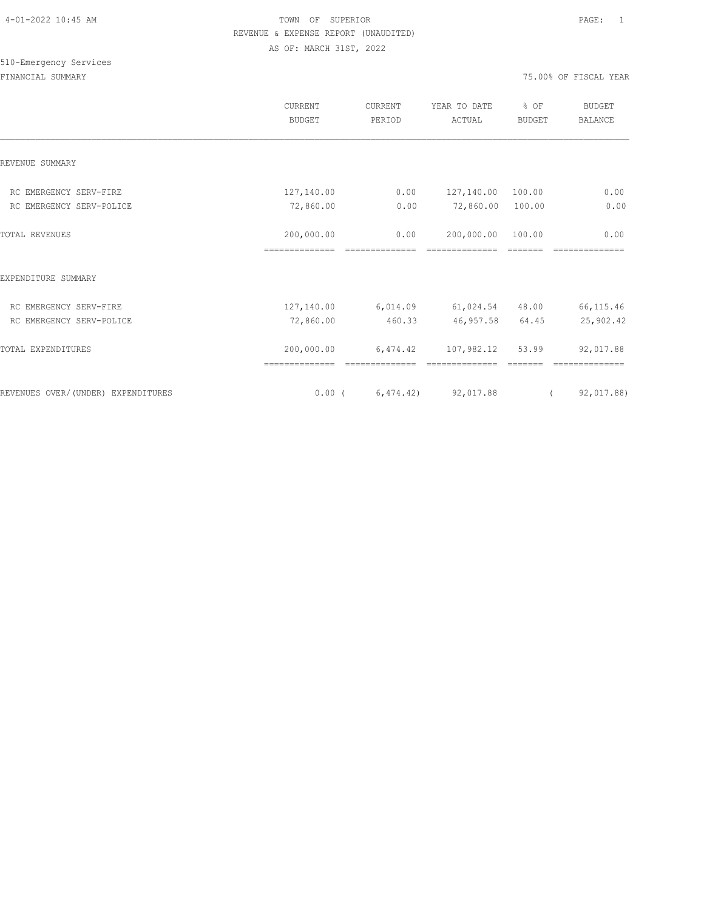4-01-2022 10:45 AM

# TOWN OF SUPERIOR

REVENUE & EXPENSE REPORT (UNAUDITED)

AS OF: MARCH 31ST, 2022

510-Emergency Services

FINANCIAL SUMMARY — 75.00% OF FISCAL YEAR

| | CURRENT BUDGET | CURRENT PERIOD | YEAR TO DATE ACTUAL | % OF BUDGET | BUDGET BALANCE |
|---|---|---|---|---|---|
| REVENUE SUMMARY | | | | | |
| RC EMERGENCY SERV-FIRE | 127,140.00 | 0.00 | 127,140.00 | 100.00 | 0.00 |
| RC EMERGENCY SERV-POLICE | 72,860.00 | 0.00 | 72,860.00 | 100.00 | 0.00 |
| TOTAL REVENUES | 200,000.00 | 0.00 | 200,000.00 | 100.00 | 0.00 |
| EXPENDITURE SUMMARY | | | | | |
| RC EMERGENCY SERV-FIRE | 127,140.00 | 6,014.09 | 61,024.54 | 48.00 | 66,115.46 |
| RC EMERGENCY SERV-POLICE | 72,860.00 | 460.33 | 46,957.58 | 64.45 | 25,902.42 |
| TOTAL EXPENDITURES | 200,000.00 | 6,474.42 | 107,982.12 | 53.99 | 92,017.88 |
| REVENUES OVER/(UNDER) EXPENDITURES | 0.00 | (6,474.42) | 92,017.88 | | (92,017.88) |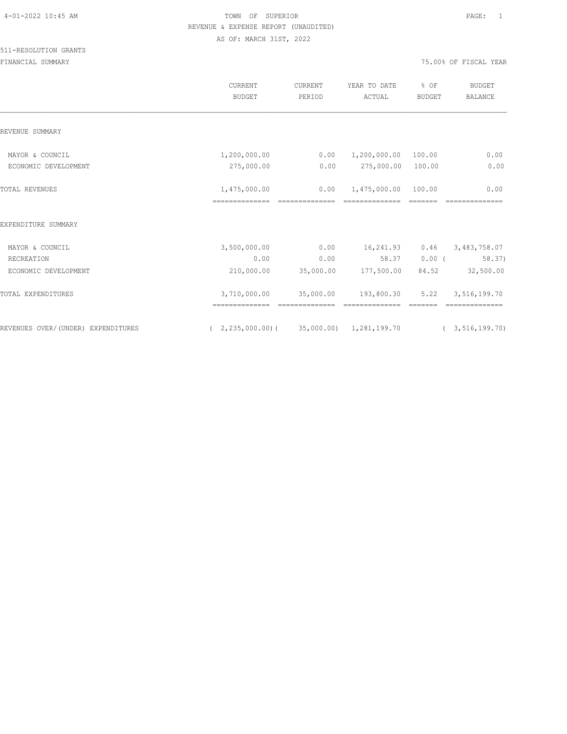TOWN OF SUPERIOR
REVENUE & EXPENSE REPORT (UNAUDITED)
AS OF: MARCH 31ST, 2022

511-RESOLUTION GRANTS

FINANCIAL SUMMARY — 75.00% OF FISCAL YEAR

| | CURRENT BUDGET | CURRENT PERIOD | YEAR TO DATE ACTUAL | % OF BUDGET | BUDGET BALANCE |
|---|---|---|---|---|---|
| REVENUE SUMMARY | | | | | |
| MAYOR & COUNCIL | 1,200,000.00 | 0.00 | 1,200,000.00 | 100.00 | 0.00 |
| ECONOMIC DEVELOPMENT | 275,000.00 | 0.00 | 275,000.00 | 100.00 | 0.00 |
| TOTAL REVENUES | 1,475,000.00 | 0.00 | 1,475,000.00 | 100.00 | 0.00 |
| EXPENDITURE SUMMARY | | | | | |
| MAYOR & COUNCIL | 3,500,000.00 | 0.00 | 16,241.93 | 0.46 | 3,483,758.07 |
| RECREATION | 0.00 | 0.00 | 58.37 | 0.00 | ( 58.37) |
| ECONOMIC DEVELOPMENT | 210,000.00 | 35,000.00 | 177,500.00 | 84.52 | 32,500.00 |
| TOTAL EXPENDITURES | 3,710,000.00 | 35,000.00 | 193,800.30 | 5.22 | 3,516,199.70 |
| REVENUES OVER/(UNDER) EXPENDITURES | ( 2,235,000.00) | ( 35,000.00) | 1,281,199.70 | | ( 3,516,199.70) |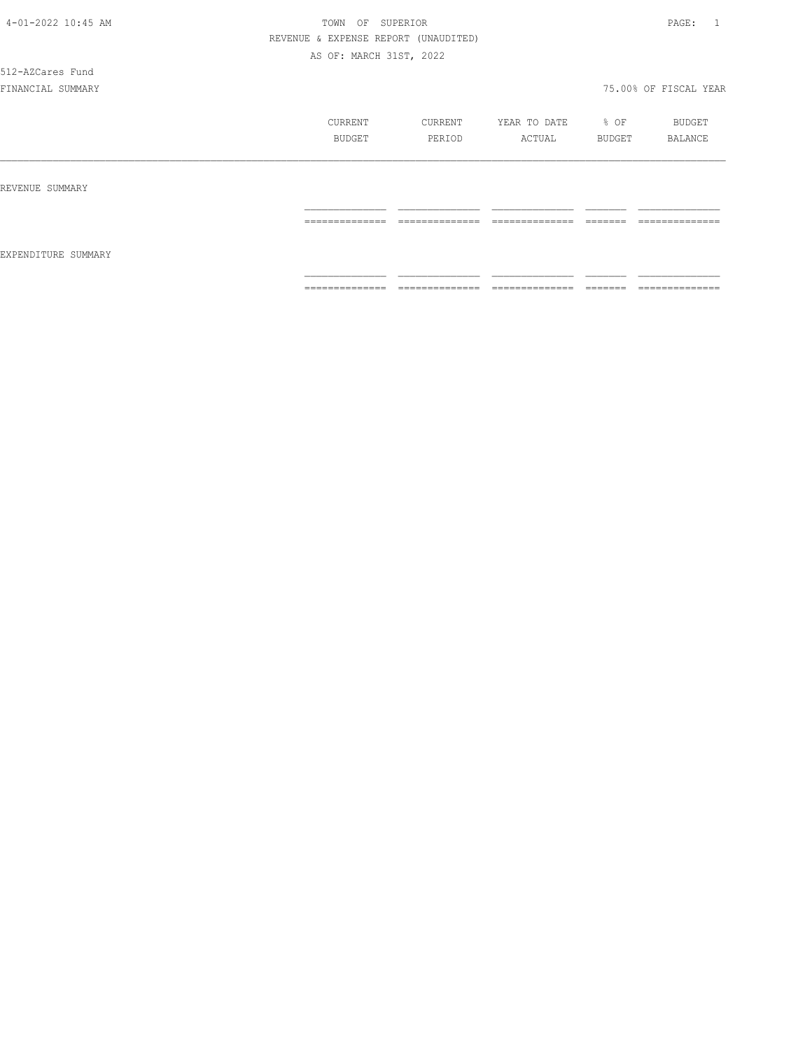4-01-2022 10:45 AM

TOWN OF SUPERIOR

REVENUE & EXPENSE REPORT (UNAUDITED)

AS OF: MARCH 31ST, 2022

512-AZCares Fund

FINANCIAL SUMMARY

75.00% OF FISCAL YEAR

| | CURRENT BUDGET | CURRENT PERIOD | YEAR TO DATE ACTUAL | % OF BUDGET | BUDGET BALANCE |
|---|---|---|---|---|---|
| REVENUE SUMMARY | | | | | |
| EXPENDITURE SUMMARY | | | | | |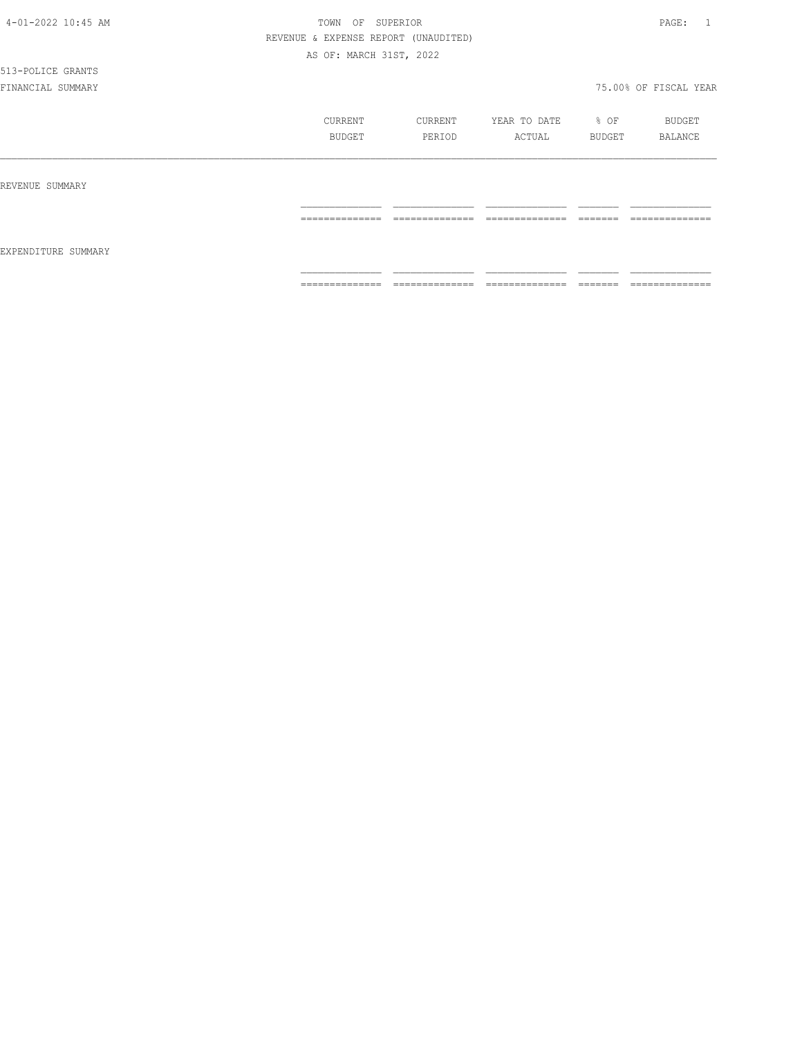TOWN OF SUPERIOR

REVENUE & EXPENSE REPORT (UNAUDITED)

AS OF: MARCH 31ST, 2022

513-POLICE GRANTS

FINANCIAL SUMMARY

75.00% OF FISCAL YEAR

| | CURRENT BUDGET | CURRENT PERIOD | YEAR TO DATE ACTUAL | % OF BUDGET | BUDGET BALANCE |
|---|---|---|---|---|---|
| REVENUE SUMMARY | | | | | |
| EXPENDITURE SUMMARY | | | | | |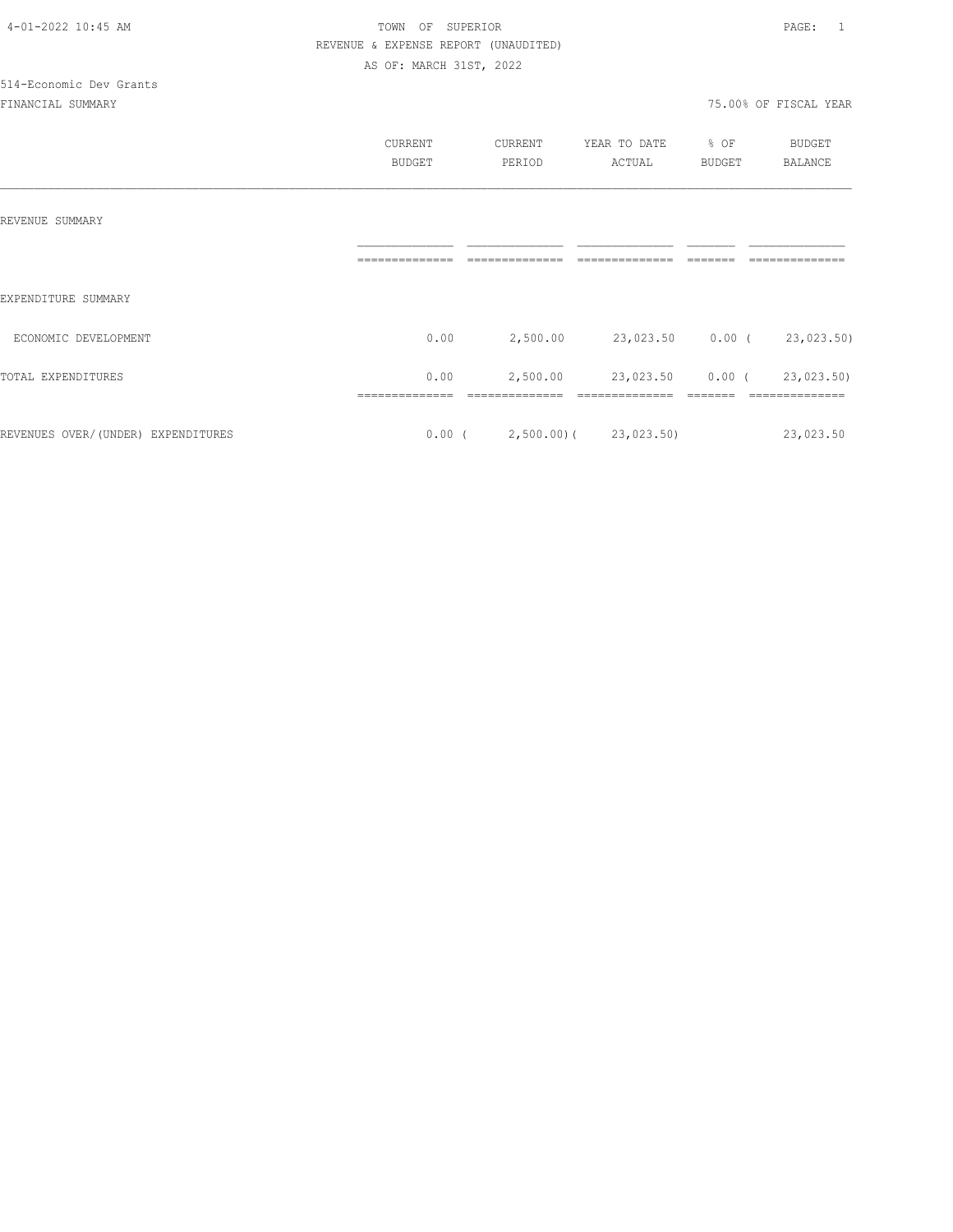4-01-2022 10:45 AM

TOWN OF SUPERIOR

REVENUE & EXPENSE REPORT (UNAUDITED)

AS OF: MARCH 31ST, 2022

514-Economic Dev Grants

FINANCIAL SUMMARY

75.00% OF FISCAL YEAR

| | CURRENT BUDGET | CURRENT PERIOD | YEAR TO DATE ACTUAL | % OF BUDGET | BUDGET BALANCE |
|---|---|---|---|---|---|
| REVENUE SUMMARY | | | | | |
| EXPENDITURE SUMMARY | | | | | |
| ECONOMIC DEVELOPMENT | 0.00 | 2,500.00 | 23,023.50 | 0.00 | ( 23,023.50) |
| TOTAL EXPENDITURES | 0.00 | 2,500.00 | 23,023.50 | 0.00 | ( 23,023.50) |
| REVENUES OVER/(UNDER) EXPENDITURES | 0.00 | ( 2,500.00) | ( 23,023.50) | | 23,023.50 |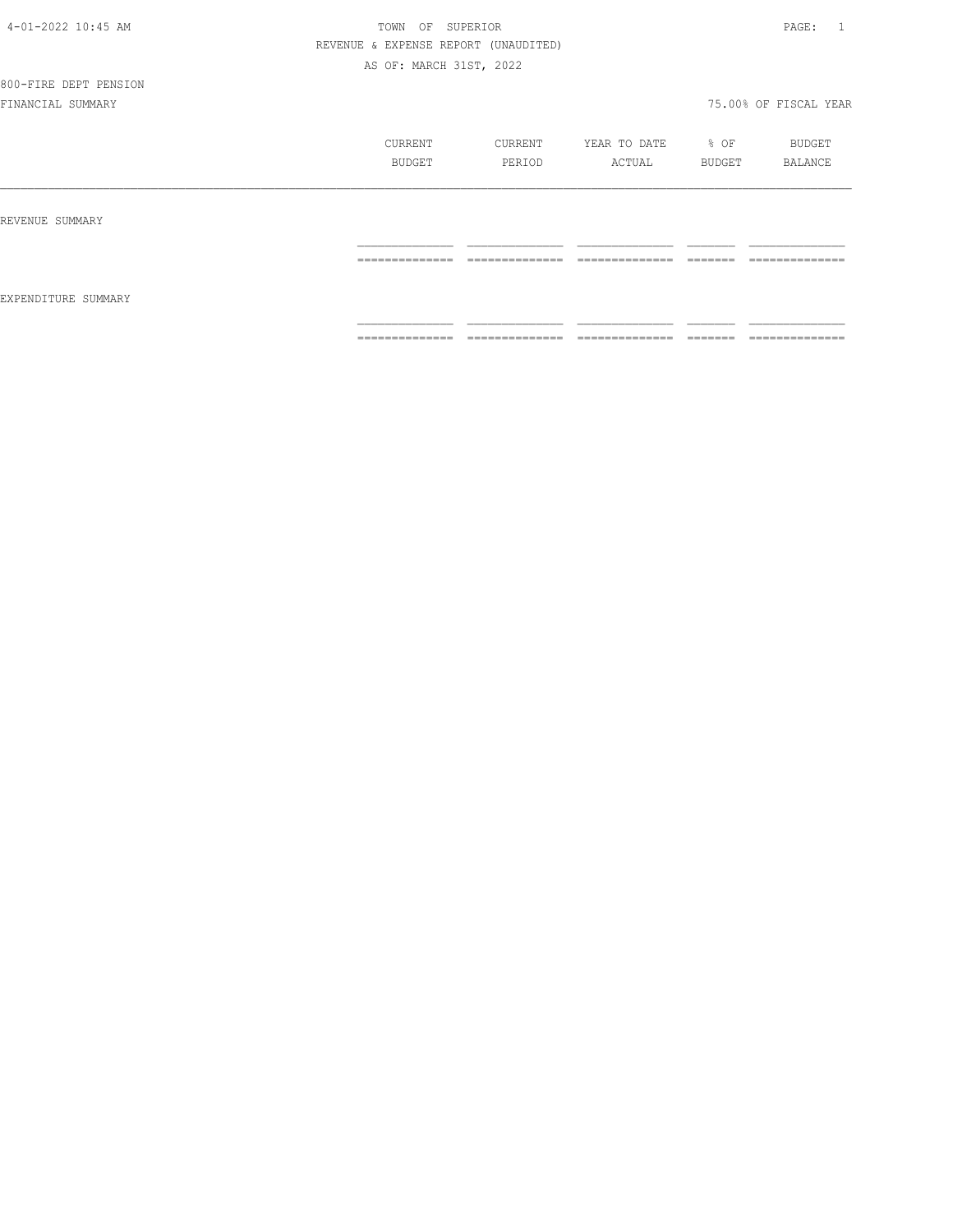TOWN OF SUPERIOR

REVENUE & EXPENSE REPORT (UNAUDITED)

AS OF: MARCH 31ST, 2022

800-FIRE DEPT PENSION

FINANCIAL SUMMARY

75.00% OF FISCAL YEAR

| | CURRENT BUDGET | CURRENT PERIOD | YEAR TO DATE ACTUAL | % OF BUDGET | BUDGET BALANCE |
|---|---|---|---|---|---|
| REVENUE SUMMARY | | | | | |
| EXPENDITURE SUMMARY | | | | | |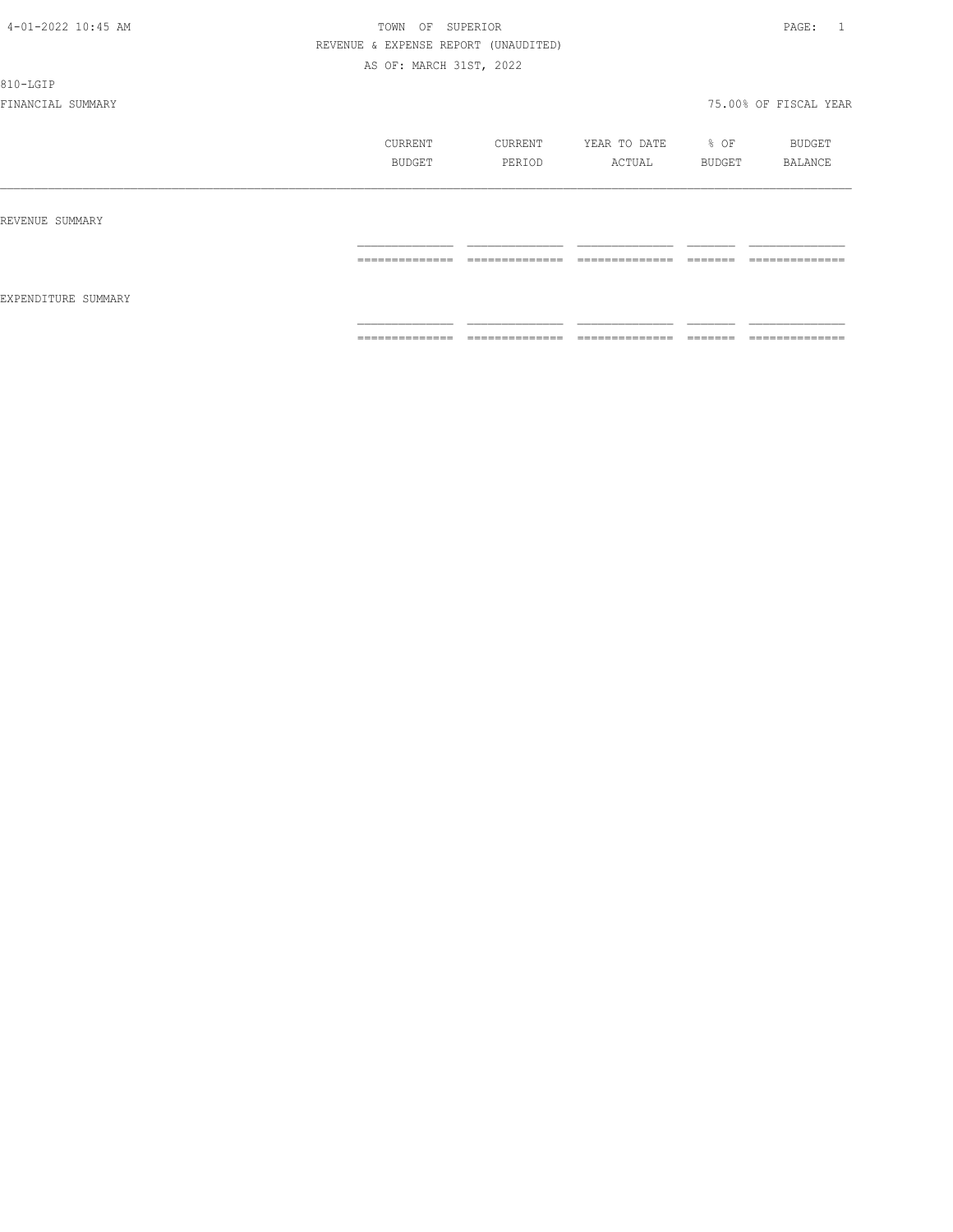TOWN OF SUPERIOR

REVENUE & EXPENSE REPORT (UNAUDITED)

AS OF: MARCH 31ST, 2022

810-LGIP

FINANCIAL SUMMARY

75.00% OF FISCAL YEAR

| | CURRENT BUDGET | CURRENT PERIOD | YEAR TO DATE ACTUAL | % OF BUDGET | BUDGET BALANCE |
|---|---|---|---|---|---|
| REVENUE SUMMARY | | | | | |
| | | | | | |
| EXPENDITURE SUMMARY | | | | | |
| | | | | | |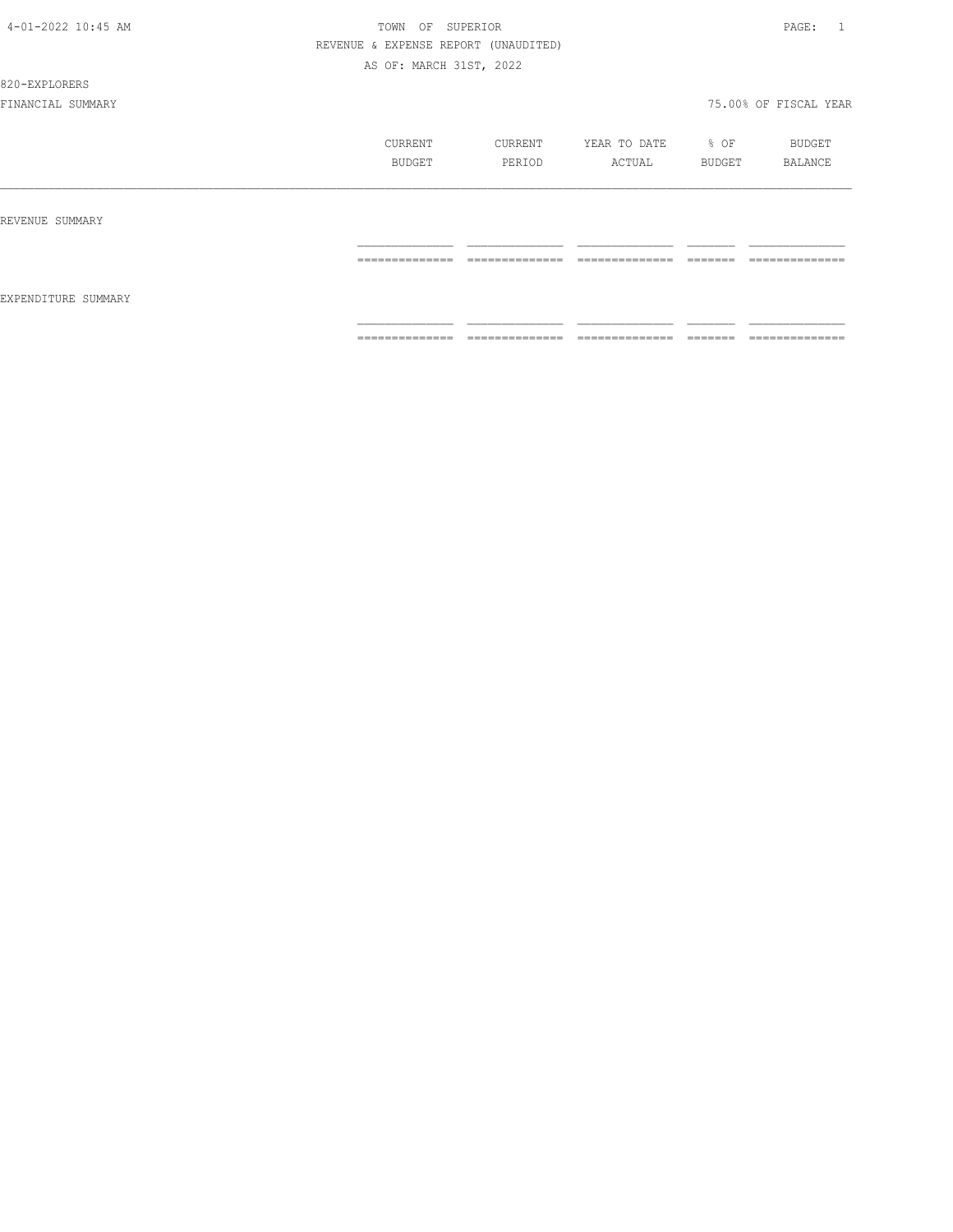4-01-2022 10:45 AM

TOWN OF SUPERIOR

REVENUE & EXPENSE REPORT (UNAUDITED)

AS OF: MARCH 31ST, 2022

820-EXPLORERS

FINANCIAL SUMMARY

75.00% OF FISCAL YEAR

| | CURRENT BUDGET | CURRENT PERIOD | YEAR TO DATE ACTUAL | % OF BUDGET | BUDGET BALANCE |
|---|---|---|---|---|---|
| REVENUE SUMMARY | | | | | |
| EXPENDITURE SUMMARY | | | | | |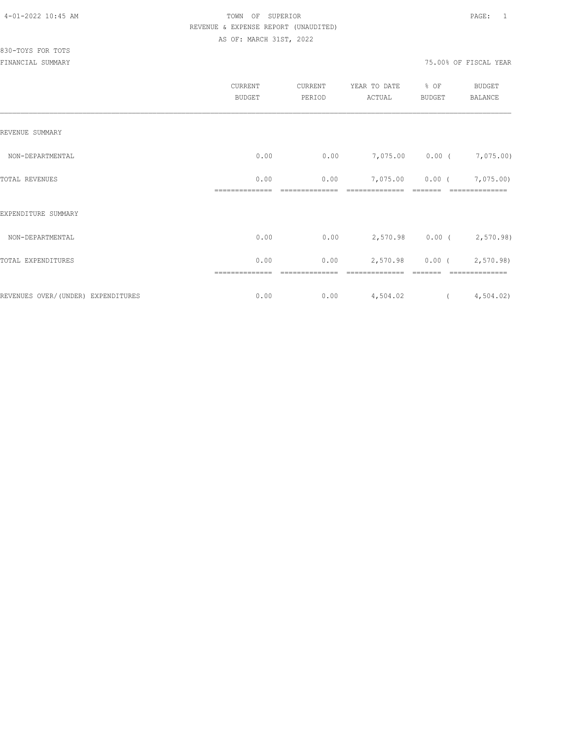4-01-2022 10:45 AM

TOWN OF SUPERIOR

REVENUE & EXPENSE REPORT (UNAUDITED)

AS OF: MARCH 31ST, 2022

830-TOYS FOR TOTS

FINANCIAL SUMMARY

75.00% OF FISCAL YEAR

| | CURRENT BUDGET | CURRENT PERIOD | YEAR TO DATE ACTUAL | % OF BUDGET | BUDGET BALANCE |
|---|---|---|---|---|---|
| REVENUE SUMMARY | | | | | |
| NON-DEPARTMENTAL | 0.00 | 0.00 | 7,075.00 | 0.00 | ( 7,075.00) |
| TOTAL REVENUES | 0.00 | 0.00 | 7,075.00 | 0.00 | ( 7,075.00) |
| EXPENDITURE SUMMARY | | | | | |
| NON-DEPARTMENTAL | 0.00 | 0.00 | 2,570.98 | 0.00 | ( 2,570.98) |
| TOTAL EXPENDITURES | 0.00 | 0.00 | 2,570.98 | 0.00 | ( 2,570.98) |
| REVENUES OVER/(UNDER) EXPENDITURES | 0.00 | 0.00 | 4,504.02 | | ( 4,504.02) |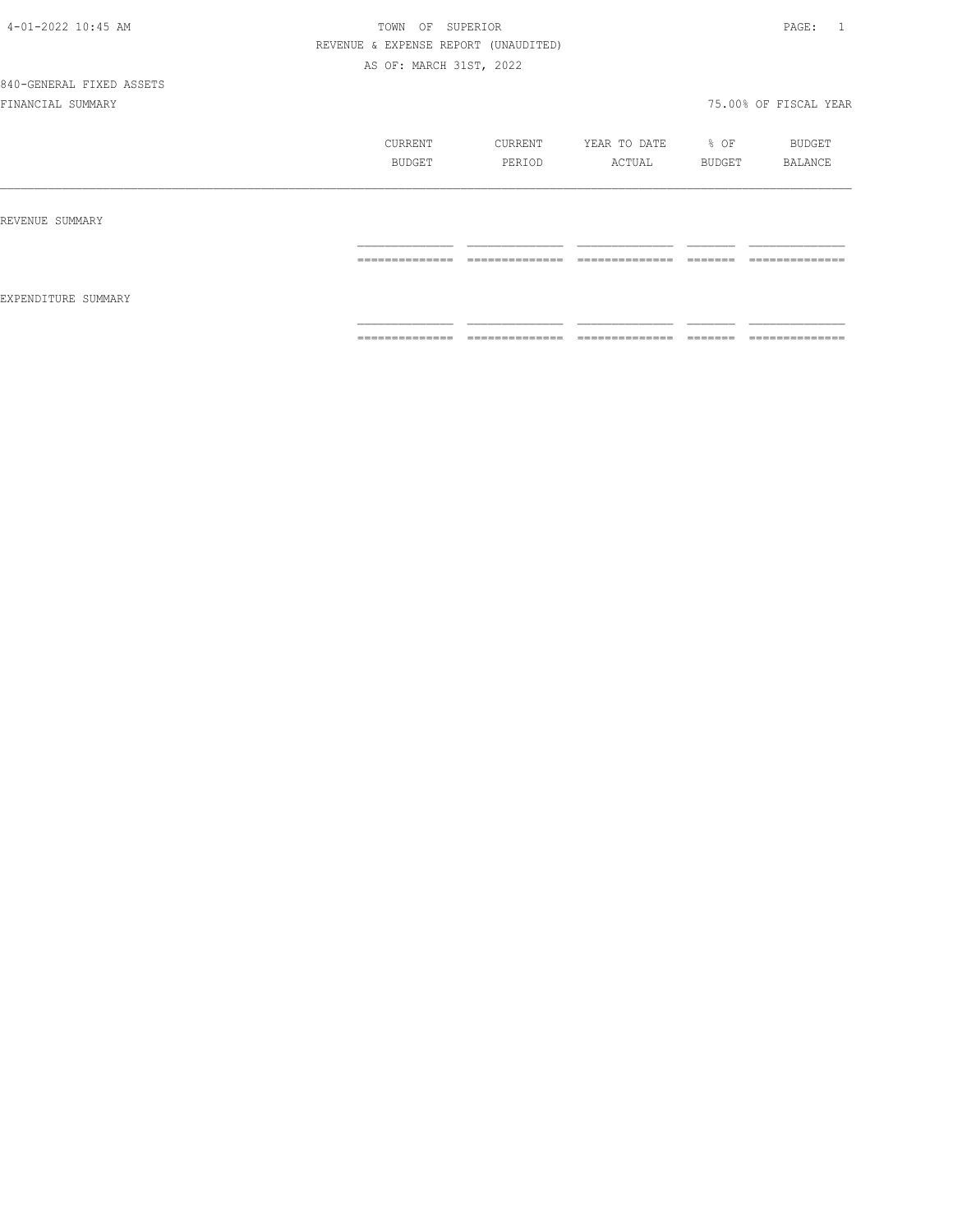TOWN OF SUPERIOR

REVENUE & EXPENSE REPORT (UNAUDITED)

AS OF: MARCH 31ST, 2022

840-GENERAL FIXED ASSETS

FINANCIAL SUMMARY

75.00% OF FISCAL YEAR

| | CURRENT BUDGET | CURRENT PERIOD | YEAR TO DATE ACTUAL | % OF BUDGET | BUDGET BALANCE |
|---|---|---|---|---|---|
| REVENUE SUMMARY | | | | | |
| EXPENDITURE SUMMARY | | | | | |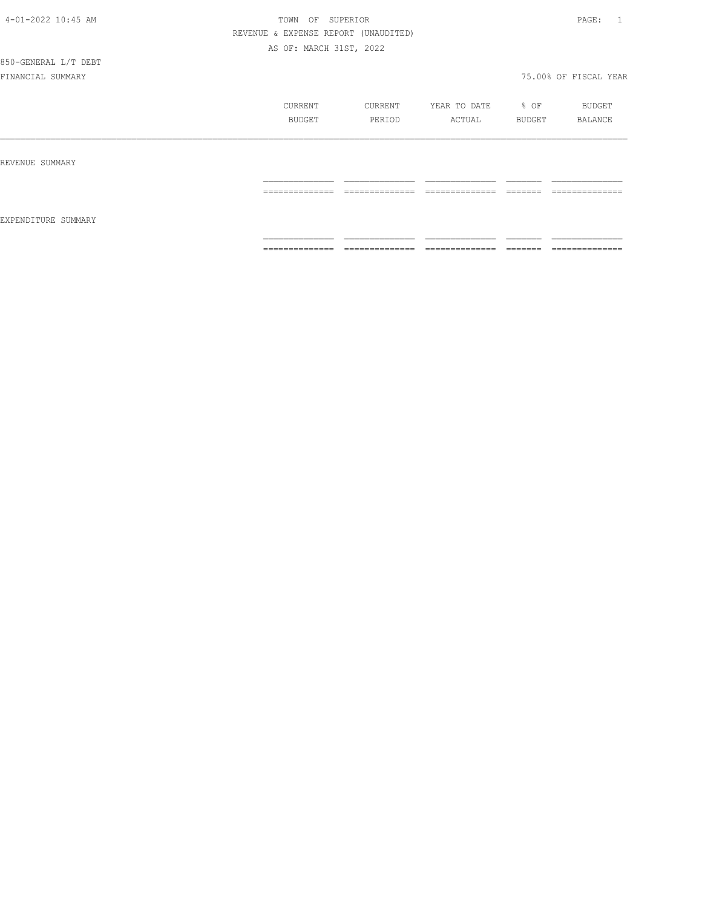4-01-2022 10:45 AM

TOWN OF SUPERIOR

REVENUE & EXPENSE REPORT (UNAUDITED)

AS OF: MARCH 31ST, 2022

850-GENERAL L/T DEBT

FINANCIAL SUMMARY

75.00% OF FISCAL YEAR

| | CURRENT BUDGET | CURRENT PERIOD | YEAR TO DATE ACTUAL | % OF BUDGET | BUDGET BALANCE |
|---|---|---|---|---|---|
| REVENUE SUMMARY | | | | | |
| EXPENDITURE SUMMARY | | | | | |